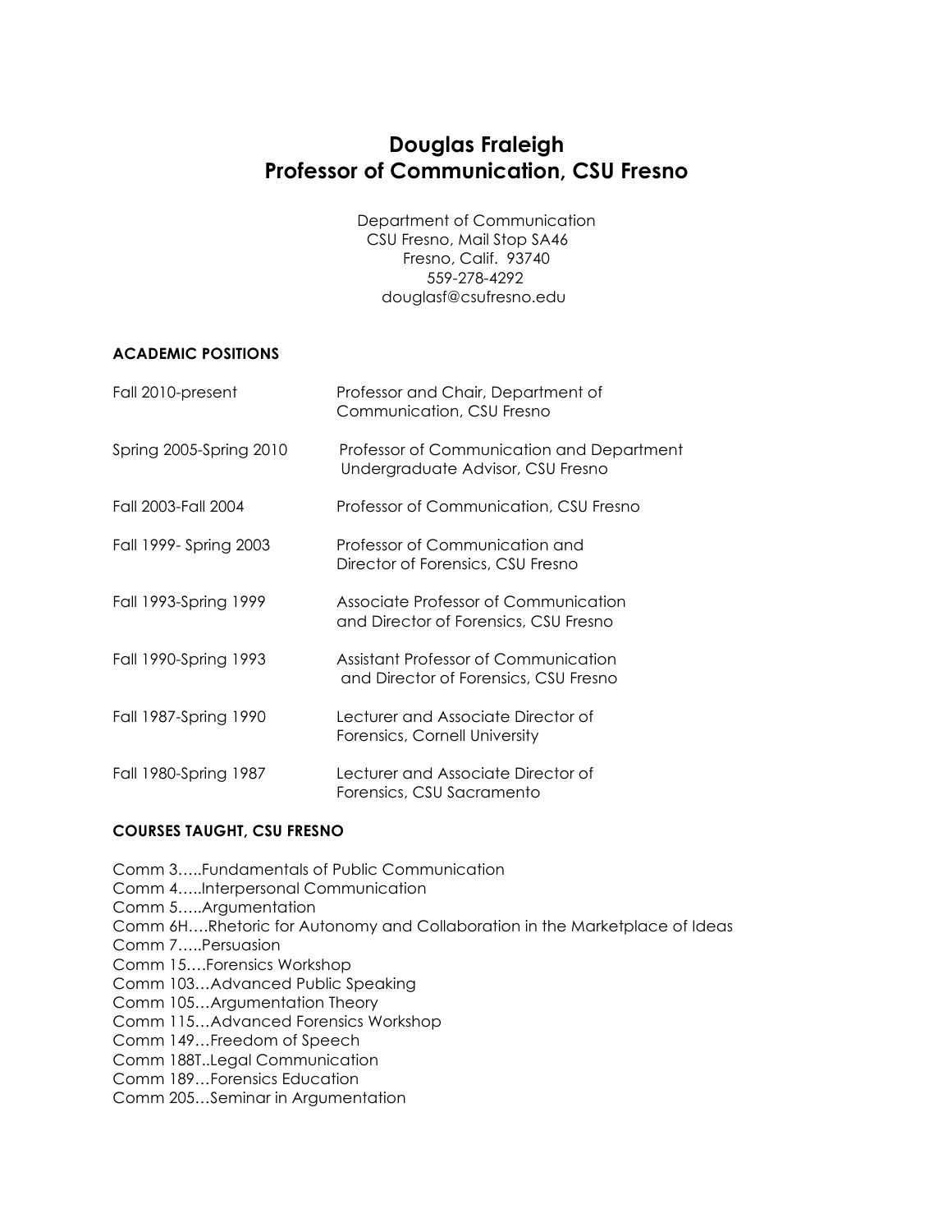# Douglas Fraleigh
# Professor of Communication, CSU Fresno

Department of Communication
CSU Fresno, Mail Stop SA46
Fresno, Calif. 93740
559-278-4292
douglasf@csufresno.edu

## ACADEMIC POSITIONS

| | |
|---|---|
| Fall 2010-present | Professor and Chair, Department of Communication, CSU Fresno |
| Spring 2005-Spring 2010 | Professor of Communication and Department Undergraduate Advisor, CSU Fresno |
| Fall 2003-Fall 2004 | Professor of Communication, CSU Fresno |
| Fall 1999- Spring 2003 | Professor of Communication and Director of Forensics, CSU Fresno |
| Fall 1993-Spring 1999 | Associate Professor of Communication and Director of Forensics, CSU Fresno |
| Fall 1990-Spring 1993 | Assistant Professor of Communication and Director of Forensics, CSU Fresno |
| Fall 1987-Spring 1990 | Lecturer and Associate Director of Forensics, Cornell University |
| Fall 1980-Spring 1987 | Lecturer and Associate Director of Forensics, CSU Sacramento |

## COURSES TAUGHT, CSU FRESNO

Comm 3…..Fundamentals of Public Communication
Comm 4…..Interpersonal Communication
Comm 5…..Argumentation
Comm 6H….Rhetoric for Autonomy and Collaboration in the Marketplace of Ideas
Comm 7…..Persuasion
Comm 15….Forensics Workshop
Comm 103…Advanced Public Speaking
Comm 105…Argumentation Theory
Comm 115…Advanced Forensics Workshop
Comm 149…Freedom of Speech
Comm 188T..Legal Communication
Comm 189…Forensics Education
Comm 205…Seminar in Argumentation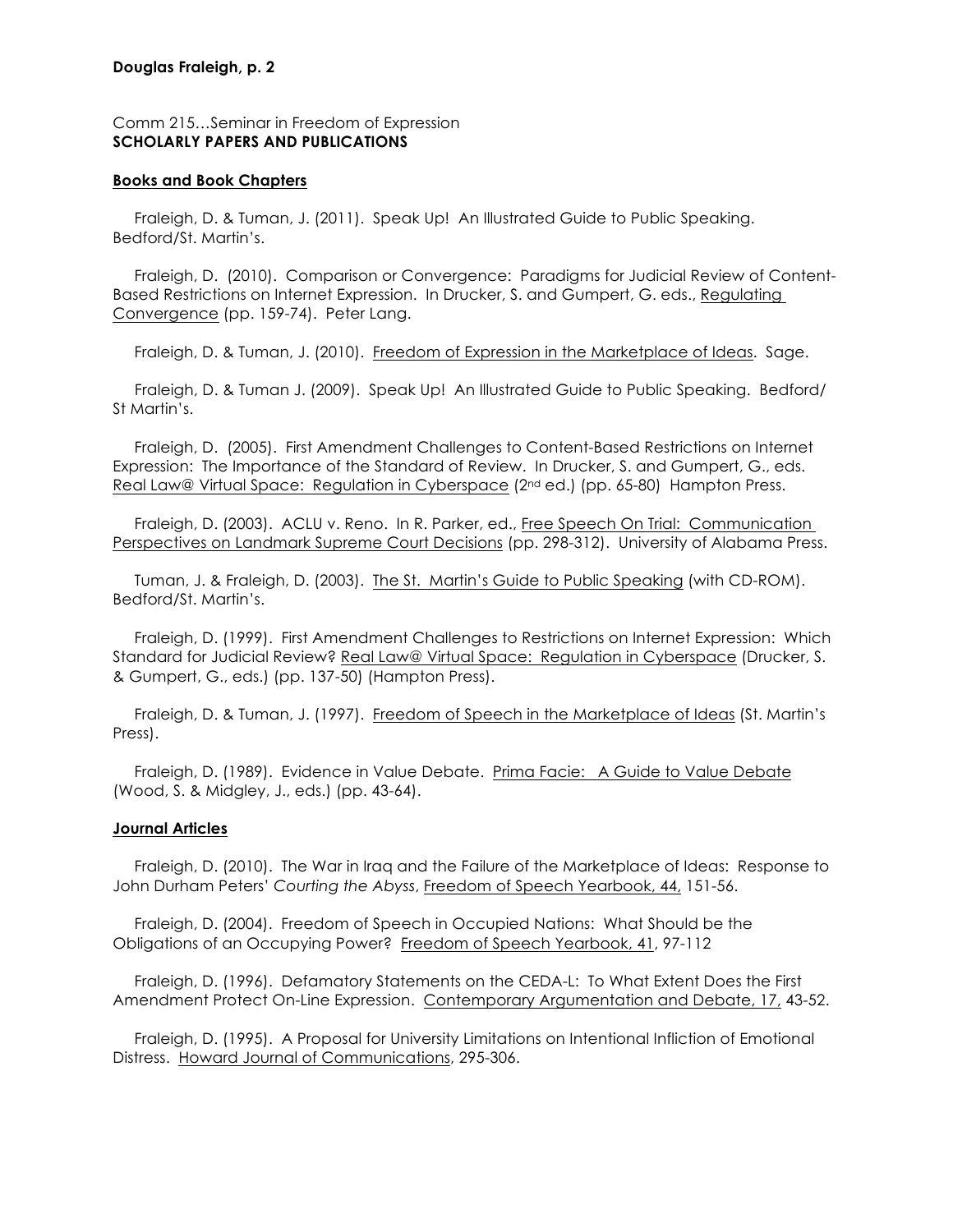Comm 215…Seminar in Freedom of Expression

**SCHOLARLY PAPERS AND PUBLICATIONS**

### Books and Book Chapters

Fraleigh, D. & Tuman, J. (2011). Speak Up! An Illustrated Guide to Public Speaking. Bedford/St. Martin's.

Fraleigh, D. (2010). Comparison or Convergence: Paradigms for Judicial Review of Content-Based Restrictions on Internet Expression. In Drucker, S. and Gumpert, G. eds., Regulating Convergence (pp. 159-74). Peter Lang.

Fraleigh, D. & Tuman, J. (2010). Freedom of Expression in the Marketplace of Ideas. Sage.

Fraleigh, D. & Tuman J. (2009). Speak Up! An Illustrated Guide to Public Speaking. Bedford/ St Martin's.

Fraleigh, D. (2005). First Amendment Challenges to Content-Based Restrictions on Internet Expression: The Importance of the Standard of Review. In Drucker, S. and Gumpert, G., eds. Real Law@ Virtual Space: Regulation in Cyberspace (2nd ed.) (pp. 65-80) Hampton Press.

Fraleigh, D. (2003). ACLU v. Reno. In R. Parker, ed., Free Speech On Trial: Communication Perspectives on Landmark Supreme Court Decisions (pp. 298-312). University of Alabama Press.

Tuman, J. & Fraleigh, D. (2003). The St. Martin's Guide to Public Speaking (with CD-ROM). Bedford/St. Martin's.

Fraleigh, D. (1999). First Amendment Challenges to Restrictions on Internet Expression: Which Standard for Judicial Review? Real Law@ Virtual Space: Regulation in Cyberspace (Drucker, S. & Gumpert, G., eds.) (pp. 137-50) (Hampton Press).

Fraleigh, D. & Tuman, J. (1997). Freedom of Speech in the Marketplace of Ideas (St. Martin's Press).

Fraleigh, D. (1989). Evidence in Value Debate. Prima Facie: A Guide to Value Debate (Wood, S. & Midgley, J., eds.) (pp. 43-64).

### Journal Articles

Fraleigh, D. (2010). The War in Iraq and the Failure of the Marketplace of Ideas: Response to John Durham Peters' *Courting the Abyss*, Freedom of Speech Yearbook, 44, 151-56.

Fraleigh, D. (2004). Freedom of Speech in Occupied Nations: What Should be the Obligations of an Occupying Power? Freedom of Speech Yearbook, 41, 97-112

Fraleigh, D. (1996). Defamatory Statements on the CEDA-L: To What Extent Does the First Amendment Protect On-Line Expression. Contemporary Argumentation and Debate, 17, 43-52.

Fraleigh, D. (1995). A Proposal for University Limitations on Intentional Infliction of Emotional Distress. Howard Journal of Communications, 295-306.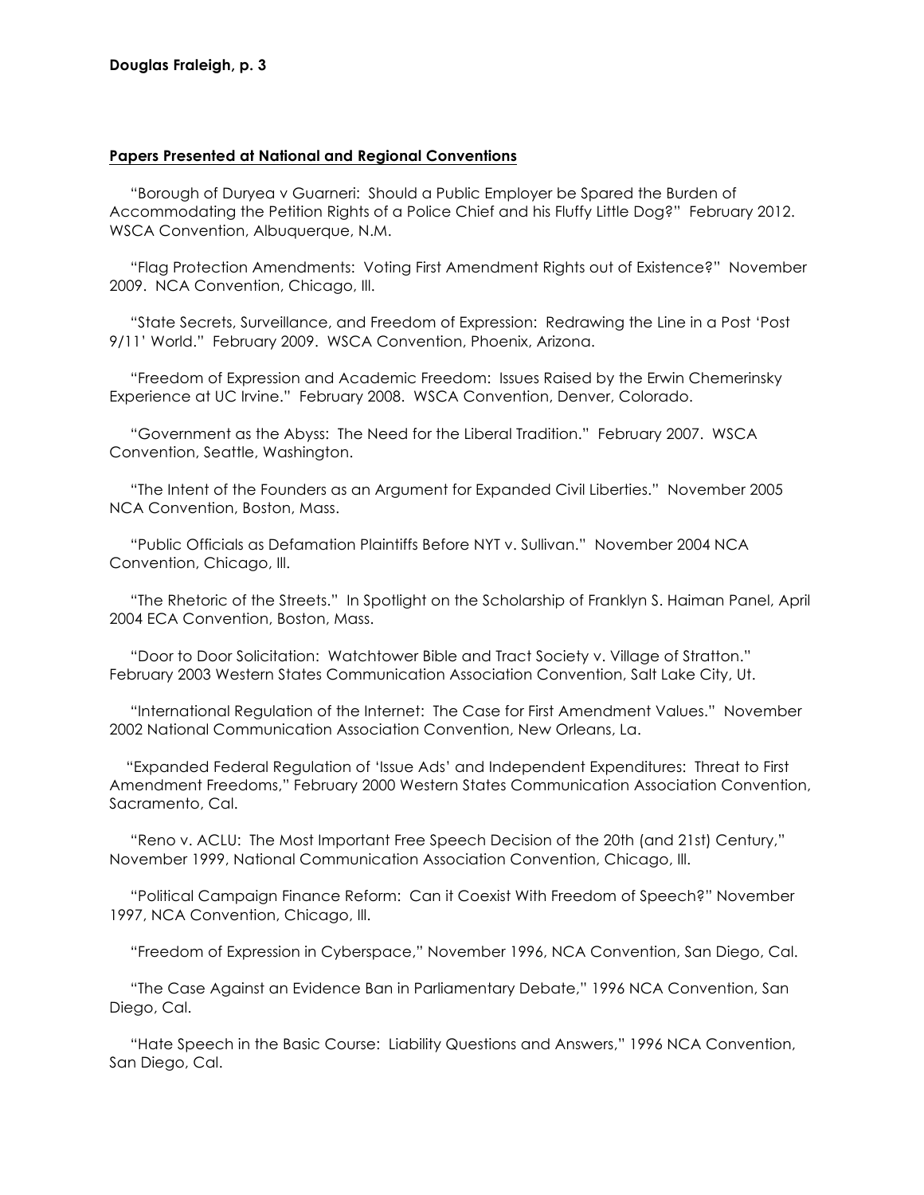## Papers Presented at National and Regional Conventions

"Borough of Duryea v Guarneri: Should a Public Employer be Spared the Burden of Accommodating the Petition Rights of a Police Chief and his Fluffy Little Dog?" February 2012. WSCA Convention, Albuquerque, N.M.

"Flag Protection Amendments: Voting First Amendment Rights out of Existence?" November 2009. NCA Convention, Chicago, Ill.

"State Secrets, Surveillance, and Freedom of Expression: Redrawing the Line in a Post 'Post 9/11' World." February 2009. WSCA Convention, Phoenix, Arizona.

"Freedom of Expression and Academic Freedom: Issues Raised by the Erwin Chemerinsky Experience at UC Irvine." February 2008. WSCA Convention, Denver, Colorado.

"Government as the Abyss: The Need for the Liberal Tradition." February 2007. WSCA Convention, Seattle, Washington.

"The Intent of the Founders as an Argument for Expanded Civil Liberties." November 2005 NCA Convention, Boston, Mass.

"Public Officials as Defamation Plaintiffs Before NYT v. Sullivan." November 2004 NCA Convention, Chicago, Ill.

"The Rhetoric of the Streets." In Spotlight on the Scholarship of Franklyn S. Haiman Panel, April 2004 ECA Convention, Boston, Mass.

"Door to Door Solicitation: Watchtower Bible and Tract Society v. Village of Stratton." February 2003 Western States Communication Association Convention, Salt Lake City, Ut.

"International Regulation of the Internet: The Case for First Amendment Values." November 2002 National Communication Association Convention, New Orleans, La.

"Expanded Federal Regulation of 'Issue Ads' and Independent Expenditures: Threat to First Amendment Freedoms," February 2000 Western States Communication Association Convention, Sacramento, Cal.

"Reno v. ACLU: The Most Important Free Speech Decision of the 20th (and 21st) Century," November 1999, National Communication Association Convention, Chicago, Ill.

"Political Campaign Finance Reform: Can it Coexist With Freedom of Speech?" November 1997, NCA Convention, Chicago, Ill.

"Freedom of Expression in Cyberspace," November 1996, NCA Convention, San Diego, Cal.

"The Case Against an Evidence Ban in Parliamentary Debate," 1996 NCA Convention, San Diego, Cal.

"Hate Speech in the Basic Course: Liability Questions and Answers," 1996 NCA Convention, San Diego, Cal.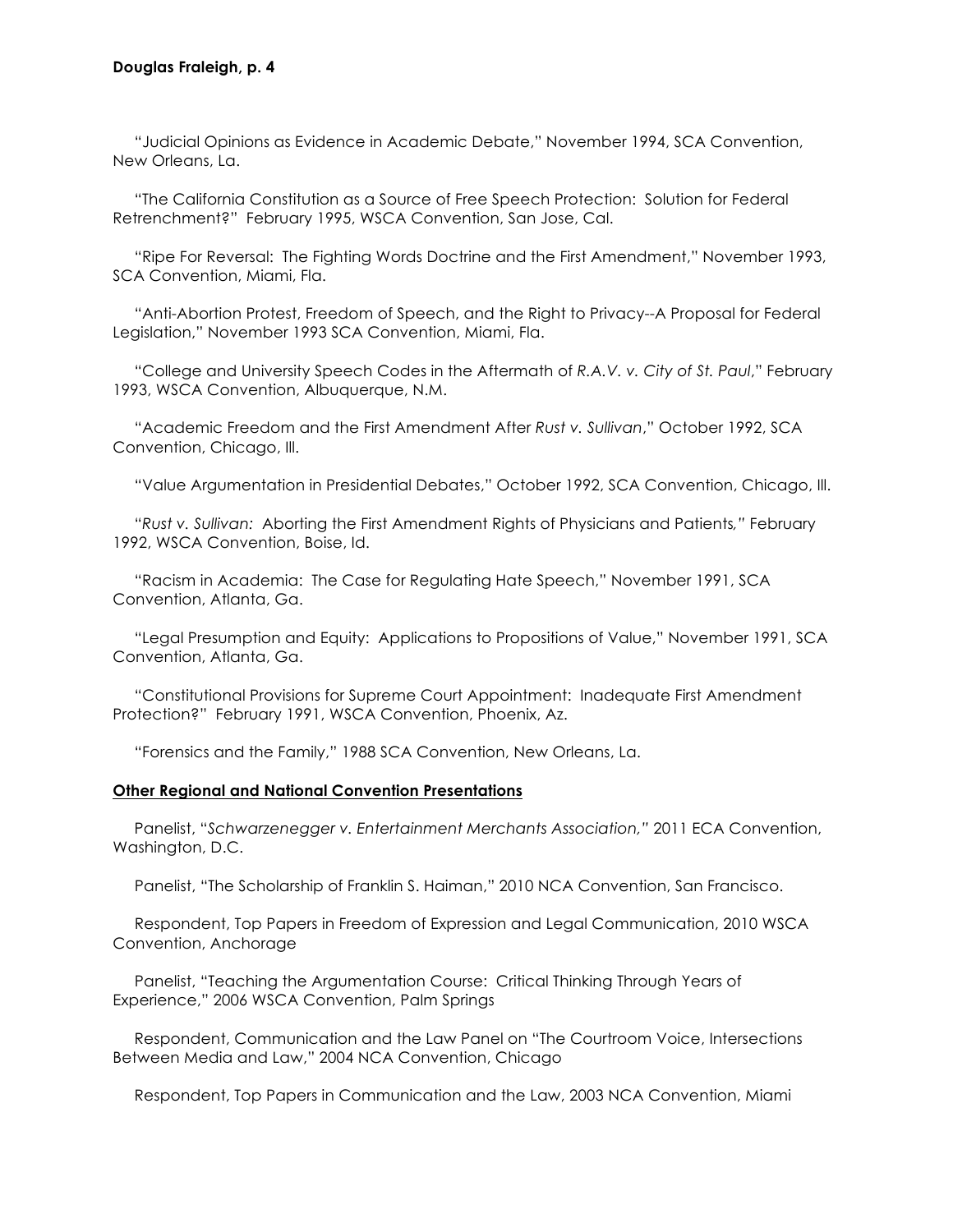"Judicial Opinions as Evidence in Academic Debate," November 1994, SCA Convention, New Orleans, La.

"The California Constitution as a Source of Free Speech Protection: Solution for Federal Retrenchment?" February 1995, WSCA Convention, San Jose, Cal.

"Ripe For Reversal: The Fighting Words Doctrine and the First Amendment," November 1993, SCA Convention, Miami, Fla.

"Anti-Abortion Protest, Freedom of Speech, and the Right to Privacy--A Proposal for Federal Legislation," November 1993 SCA Convention, Miami, Fla.

"College and University Speech Codes in the Aftermath of *R.A.V. v. City of St. Paul*," February 1993, WSCA Convention, Albuquerque, N.M.

"Academic Freedom and the First Amendment After *Rust v. Sullivan*," October 1992, SCA Convention, Chicago, Ill.

"Value Argumentation in Presidential Debates," October 1992, SCA Convention, Chicago, Ill.

"*Rust v. Sullivan:* Aborting the First Amendment Rights of Physicians and Patients*,*" February 1992, WSCA Convention, Boise, Id.

"Racism in Academia: The Case for Regulating Hate Speech," November 1991, SCA Convention, Atlanta, Ga.

"Legal Presumption and Equity: Applications to Propositions of Value," November 1991, SCA Convention, Atlanta, Ga.

"Constitutional Provisions for Supreme Court Appointment: Inadequate First Amendment Protection?" February 1991, WSCA Convention, Phoenix, Az.

"Forensics and the Family," 1988 SCA Convention, New Orleans, La.

**Other Regional and National Convention Presentations**

Panelist, "*Schwarzenegger v. Entertainment Merchants Association,*" 2011 ECA Convention, Washington, D.C.

Panelist, "The Scholarship of Franklin S. Haiman," 2010 NCA Convention, San Francisco.

Respondent, Top Papers in Freedom of Expression and Legal Communication, 2010 WSCA Convention, Anchorage

Panelist, "Teaching the Argumentation Course: Critical Thinking Through Years of Experience," 2006 WSCA Convention, Palm Springs

Respondent, Communication and the Law Panel on "The Courtroom Voice, Intersections Between Media and Law," 2004 NCA Convention, Chicago

Respondent, Top Papers in Communication and the Law, 2003 NCA Convention, Miami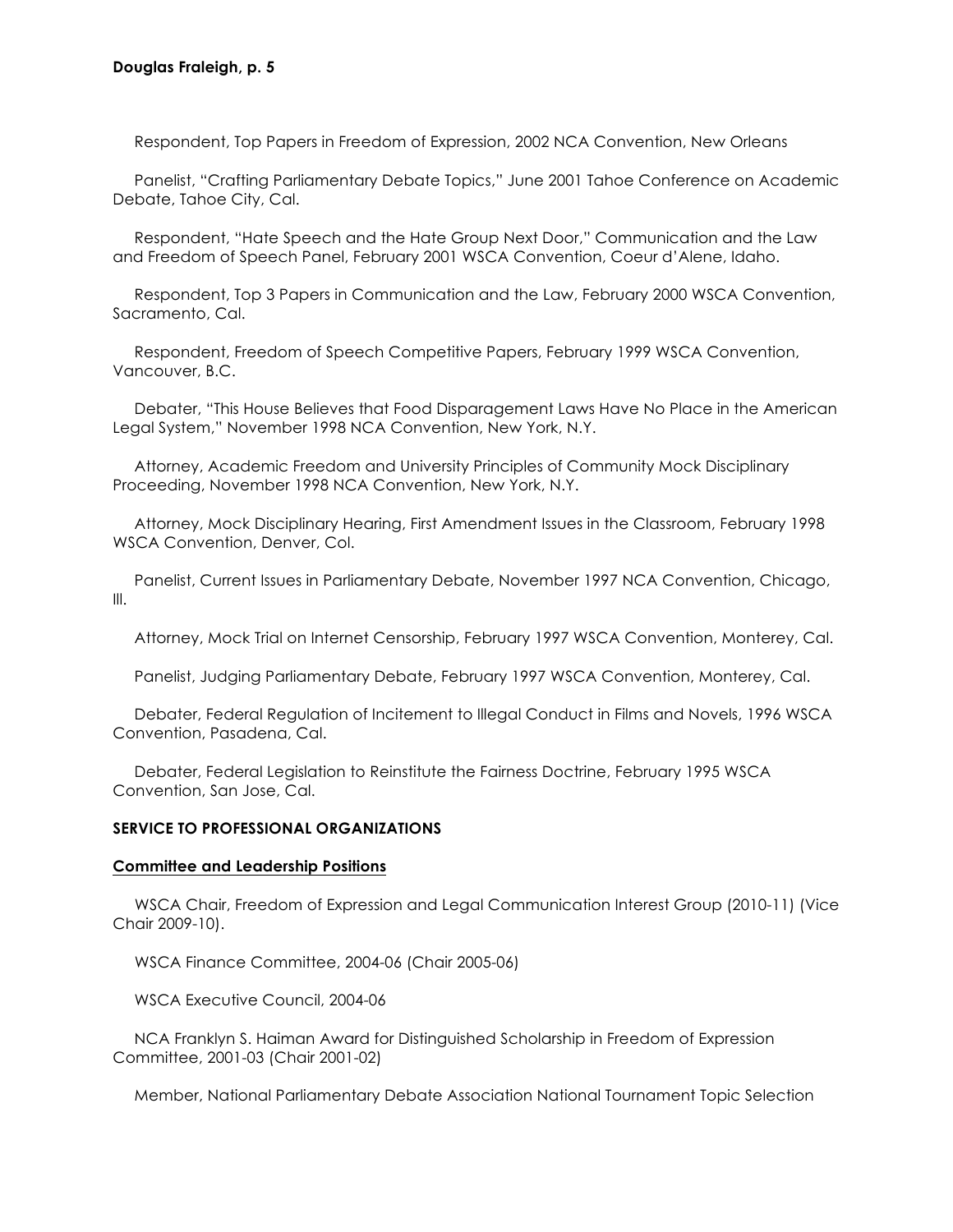Respondent, Top Papers in Freedom of Expression, 2002 NCA Convention, New Orleans

Panelist, "Crafting Parliamentary Debate Topics," June 2001 Tahoe Conference on Academic Debate, Tahoe City, Cal.

Respondent, "Hate Speech and the Hate Group Next Door," Communication and the Law and Freedom of Speech Panel, February 2001 WSCA Convention, Coeur d'Alene, Idaho.

Respondent, Top 3 Papers in Communication and the Law, February 2000 WSCA Convention, Sacramento, Cal.

Respondent, Freedom of Speech Competitive Papers, February 1999 WSCA Convention, Vancouver, B.C.

Debater, "This House Believes that Food Disparagement Laws Have No Place in the American Legal System," November 1998 NCA Convention, New York, N.Y.

Attorney, Academic Freedom and University Principles of Community Mock Disciplinary Proceeding, November 1998 NCA Convention, New York, N.Y.

Attorney, Mock Disciplinary Hearing, First Amendment Issues in the Classroom, February 1998 WSCA Convention, Denver, Col.

Panelist, Current Issues in Parliamentary Debate, November 1997 NCA Convention, Chicago, Ill.

Attorney, Mock Trial on Internet Censorship, February 1997 WSCA Convention, Monterey, Cal.

Panelist, Judging Parliamentary Debate, February 1997 WSCA Convention, Monterey, Cal.

Debater, Federal Regulation of Incitement to Illegal Conduct in Films and Novels, 1996 WSCA Convention, Pasadena, Cal.

Debater, Federal Legislation to Reinstitute the Fairness Doctrine, February 1995 WSCA Convention, San Jose, Cal.

## SERVICE TO PROFESSIONAL ORGANIZATIONS

### Committee and Leadership Positions

WSCA Chair, Freedom of Expression and Legal Communication Interest Group (2010-11) (Vice Chair 2009-10).

WSCA Finance Committee, 2004-06 (Chair 2005-06)

WSCA Executive Council, 2004-06

NCA Franklyn S. Haiman Award for Distinguished Scholarship in Freedom of Expression Committee, 2001-03 (Chair 2001-02)

Member, National Parliamentary Debate Association National Tournament Topic Selection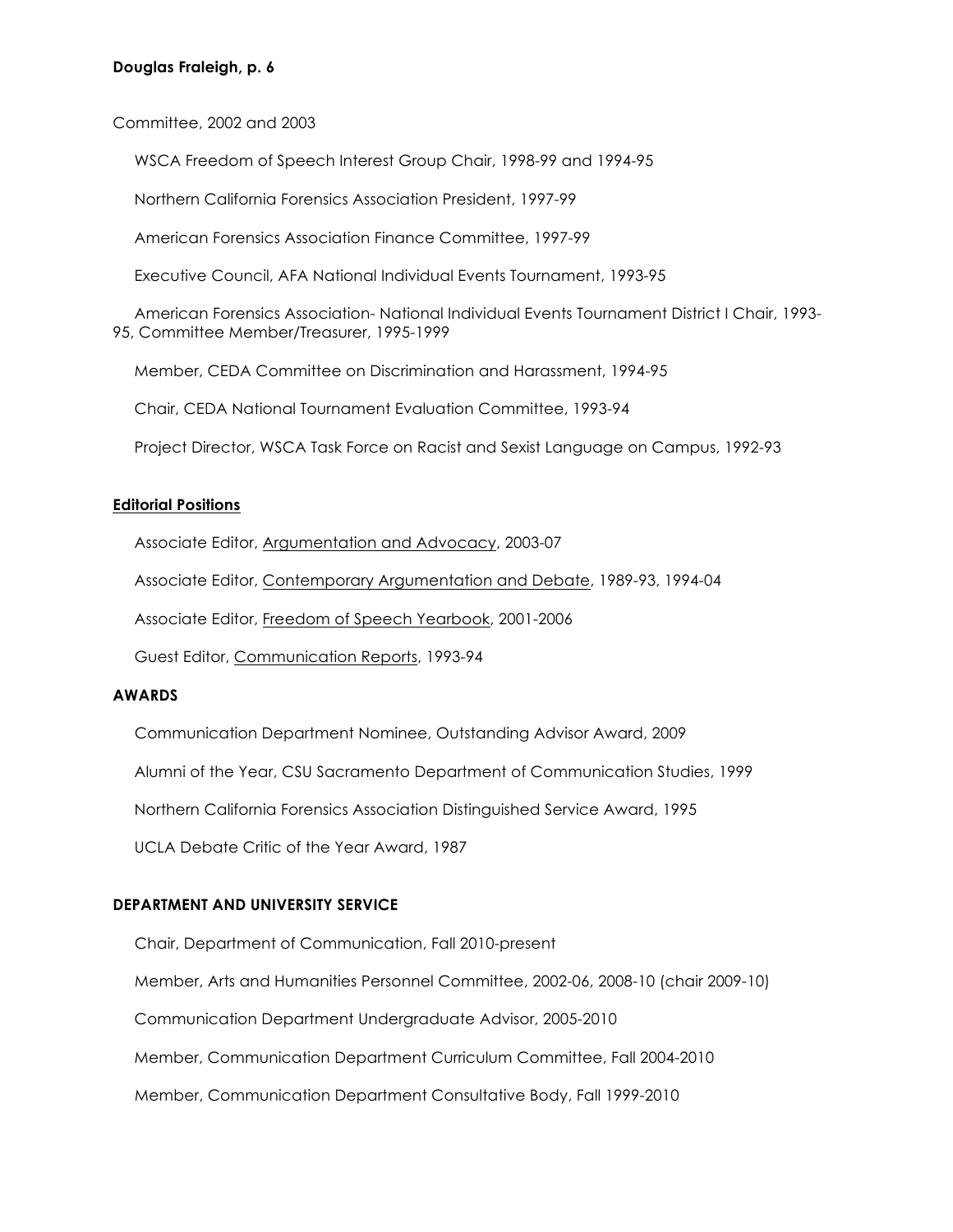Committee, 2002 and 2003

WSCA Freedom of Speech Interest Group Chair, 1998-99 and 1994-95

Northern California Forensics Association President, 1997-99

American Forensics Association Finance Committee, 1997-99

Executive Council, AFA National Individual Events Tournament, 1993-95

American Forensics Association- National Individual Events Tournament District I Chair, 1993-95, Committee Member/Treasurer, 1995-1999

Member, CEDA Committee on Discrimination and Harassment, 1994-95

Chair, CEDA National Tournament Evaluation Committee, 1993-94

Project Director, WSCA Task Force on Racist and Sexist Language on Campus, 1992-93

**Editorial Positions**

Associate Editor, Argumentation and Advocacy, 2003-07

Associate Editor, Contemporary Argumentation and Debate, 1989-93, 1994-04

Associate Editor, Freedom of Speech Yearbook, 2001-2006

Guest Editor, Communication Reports, 1993-94

## AWARDS

Communication Department Nominee, Outstanding Advisor Award, 2009

Alumni of the Year, CSU Sacramento Department of Communication Studies, 1999

Northern California Forensics Association Distinguished Service Award, 1995

UCLA Debate Critic of the Year Award, 1987

## DEPARTMENT AND UNIVERSITY SERVICE

Chair, Department of Communication, Fall 2010-present

Member, Arts and Humanities Personnel Committee, 2002-06, 2008-10 (chair 2009-10)

Communication Department Undergraduate Advisor, 2005-2010

Member, Communication Department Curriculum Committee, Fall 2004-2010

Member, Communication Department Consultative Body, Fall 1999-2010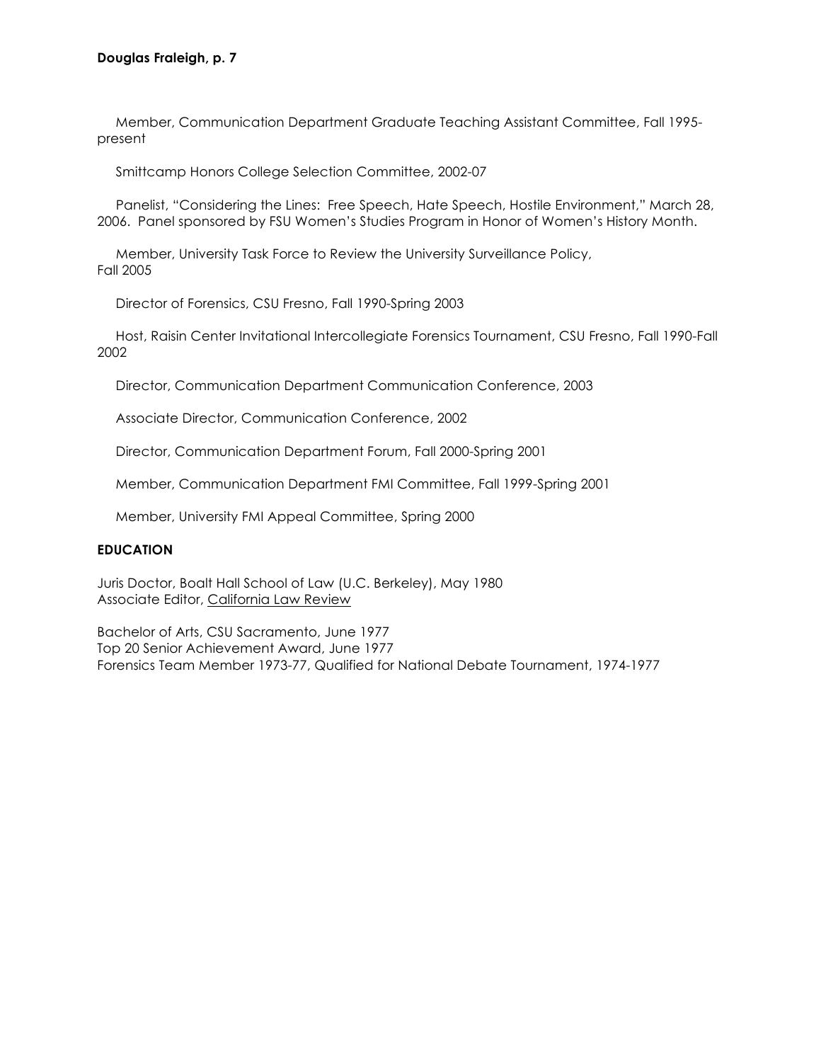Member, Communication Department Graduate Teaching Assistant Committee, Fall 1995-present

Smittcamp Honors College Selection Committee, 2002-07

Panelist, "Considering the Lines: Free Speech, Hate Speech, Hostile Environment," March 28, 2006. Panel sponsored by FSU Women's Studies Program in Honor of Women's History Month.

Member, University Task Force to Review the University Surveillance Policy, Fall 2005

Director of Forensics, CSU Fresno, Fall 1990-Spring 2003

Host, Raisin Center Invitational Intercollegiate Forensics Tournament, CSU Fresno, Fall 1990-Fall 2002

Director, Communication Department Communication Conference, 2003

Associate Director, Communication Conference, 2002

Director, Communication Department Forum, Fall 2000-Spring 2001

Member, Communication Department FMI Committee, Fall 1999-Spring 2001

Member, University FMI Appeal Committee, Spring 2000

**EDUCATION**

Juris Doctor, Boalt Hall School of Law (U.C. Berkeley), May 1980
Associate Editor, California Law Review

Bachelor of Arts, CSU Sacramento, June 1977
Top 20 Senior Achievement Award, June 1977
Forensics Team Member 1973-77, Qualified for National Debate Tournament, 1974-1977